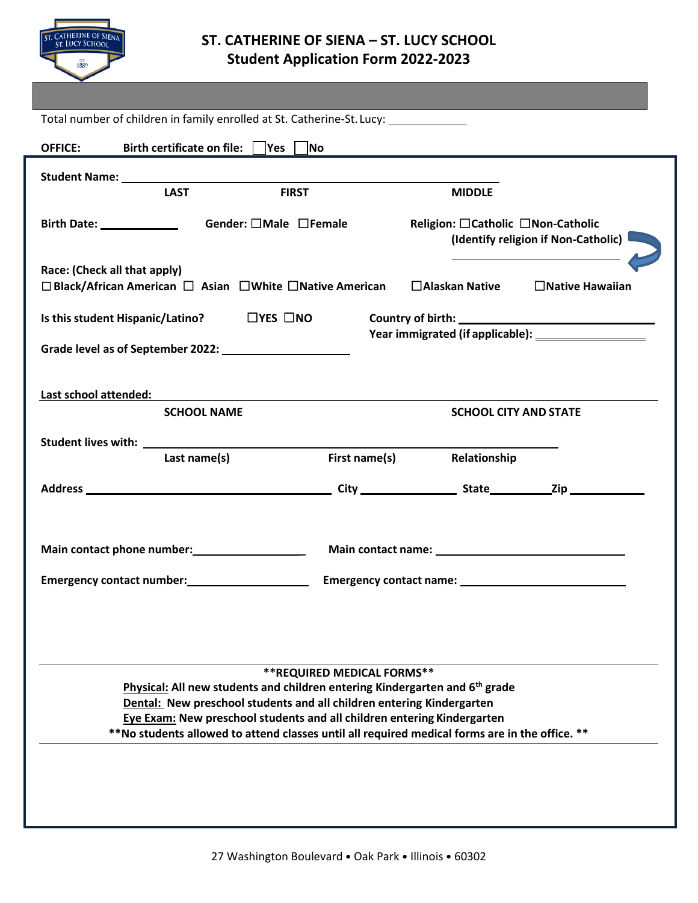# ST. CATHERINE OF SIENA – ST. LUCY SCHOOL
## Student Application Form 2022-2023

Total number of children in family enrolled at St. Catherine-St. Lucy: ____________

**OFFICE:** **Birth certificate on file:** ☐ **Yes** ☐ **No**

**Student Name:** ______________________________________________

**LAST** **FIRST** **MIDDLE**

**Birth Date:** ____________ **Gender:** ☐**Male** ☐**Female** **Religion:** ☐**Catholic** ☐**Non-Catholic**
**(Identify religion if Non-Catholic)** ______________________

**Race: (Check all that apply)**
☐ **Black/African American** ☐ **Asian** ☐**White** ☐**Native American** ☐**Alaskan Native** ☐**Native Hawaiian**

**Is this student Hispanic/Latino?** ☐**YES** ☐**NO**

**Country of birth:** ______________________________
**Year immigrated (if applicable):** ____________________

**Grade level as of September 2022:** ____________________

**Last school attended:** ______________________________________________

**SCHOOL NAME** **SCHOOL CITY AND STATE**

**Student lives with:** ______________________________________________

**Last name(s)** **First name(s)** **Relationship**

**Address** ______________________________ **City** ____________ **State** ________ **Zip** __________

**Main contact phone number:** ________________ **Main contact name:** ______________________________

**Emergency contact number:** ________________ **Emergency contact name:** ______________________________

---

**\*\*REQUIRED MEDICAL FORMS\*\***

**Physical:** **All new students and children entering Kindergarten and 6th grade**
**Dental:** **New preschool students and all children entering Kindergarten**
**Eye Exam:** **New preschool students and all children entering Kindergarten**
**\*\*No students allowed to attend classes until all required medical forms are in the office. \*\***

---

27 Washington Boulevard • Oak Park • Illinois • 60302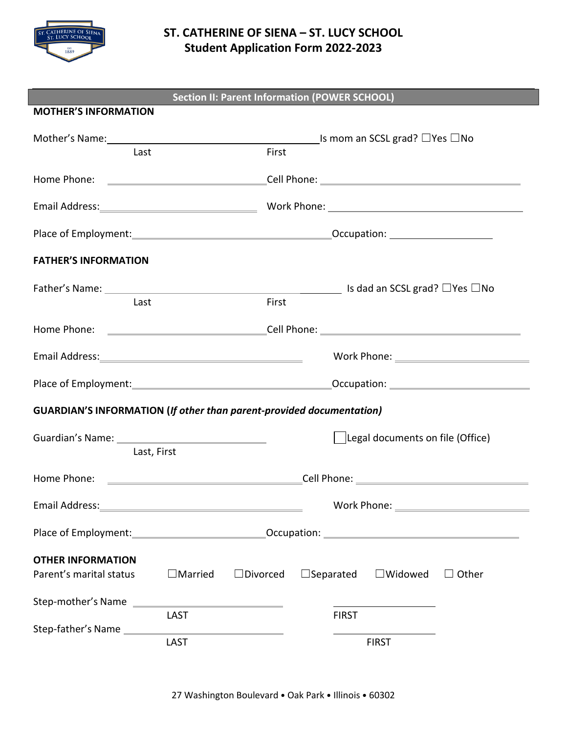# ST. CATHERINE OF SIENA – ST. LUCY SCHOOL
## Student Application Form 2022-2023

### Section II: Parent Information (POWER SCHOOL)

**MOTHER'S INFORMATION**

Mother's Name: ______________________________________ Is mom an SCSL grad? ☐Yes ☐No
Last First

Home Phone: ______________________ Cell Phone: ______________________

Email Address: ______________________ Work Phone: ______________________

Place of Employment: ______________________ Occupation: ______________________

**FATHER'S INFORMATION**

Father's Name: ______________________________________ Is dad an SCSL grad? ☐Yes ☐No
Last First

Home Phone: ______________________ Cell Phone: ______________________

Email Address: ______________________ Work Phone: ______________________

Place of Employment: ______________________ Occupation: ______________________

**GUARDIAN'S INFORMATION (*If other than parent-provided documentation)***

Guardian's Name: ______________________ ☐Legal documents on file (Office)
Last, First

Home Phone: ______________________ Cell Phone: ______________________

Email Address: ______________________ Work Phone: ______________________

Place of Employment: ______________________ Occupation: ______________________

**OTHER INFORMATION**

Parent's marital status ☐Married ☐Divorced ☐Separated ☐Widowed ☐ Other

Step-mother's Name ______________________ ______________________
LAST FIRST

Step-father's Name ______________________ ______________________
LAST FIRST

27 Washington Boulevard • Oak Park • Illinois • 60302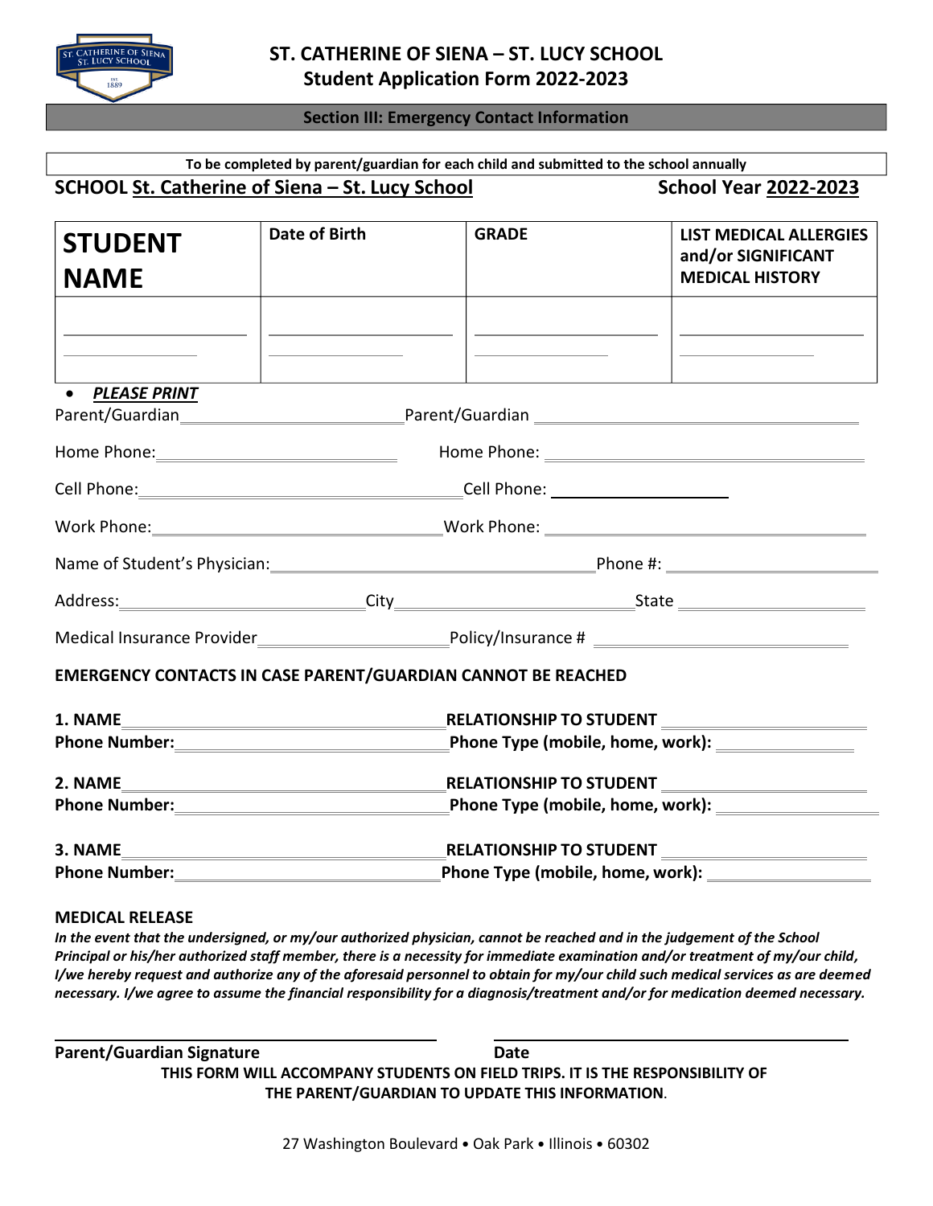# ST. CATHERINE OF SIENA – ST. LUCY SCHOOL
## Student Application Form 2022-2023

### Section III: Emergency Contact Information

**To be completed by parent/guardian for each child and submitted to the school annually**

**SCHOOL St. Catherine of Siena – St. Lucy School** **School Year 2022-2023**

| STUDENT NAME | Date of Birth | GRADE | LIST MEDICAL ALLERGIES and/or SIGNIFICANT MEDICAL HISTORY |
|---|---|---|---|
| | | | |

- ***PLEASE PRINT***

Parent/Guardian\_\_\_\_\_\_\_\_\_\_\_\_\_\_\_\_\_\_\_\_ Parent/Guardian \_\_\_\_\_\_\_\_\_\_\_\_\_\_\_\_\_\_\_\_

Home Phone:\_\_\_\_\_\_\_\_\_\_\_\_\_\_\_\_\_\_\_\_ Home Phone: \_\_\_\_\_\_\_\_\_\_\_\_\_\_\_\_\_\_\_\_

Cell Phone:\_\_\_\_\_\_\_\_\_\_\_\_\_\_\_\_\_\_\_\_ Cell Phone: \_\_\_\_\_\_\_\_\_\_\_\_\_\_\_\_\_\_\_\_

Work Phone:\_\_\_\_\_\_\_\_\_\_\_\_\_\_\_\_\_\_\_\_ Work Phone: \_\_\_\_\_\_\_\_\_\_\_\_\_\_\_\_\_\_\_\_

Name of Student's Physician:\_\_\_\_\_\_\_\_\_\_\_\_\_\_\_\_\_\_\_\_ Phone #: \_\_\_\_\_\_\_\_\_\_\_\_\_\_\_\_\_\_\_\_

Address:\_\_\_\_\_\_\_\_\_\_\_\_\_\_\_\_\_\_\_\_ City\_\_\_\_\_\_\_\_\_\_\_\_\_\_\_\_\_\_\_\_ State \_\_\_\_\_\_\_\_\_\_\_\_\_\_\_\_\_\_\_\_

Medical Insurance Provider\_\_\_\_\_\_\_\_\_\_\_\_\_\_\_\_\_\_\_\_ Policy/Insurance # \_\_\_\_\_\_\_\_\_\_\_\_\_\_\_\_\_\_\_\_

**EMERGENCY CONTACTS IN CASE PARENT/GUARDIAN CANNOT BE REACHED**

**1. NAME**\_\_\_\_\_\_\_\_\_\_\_\_\_\_\_\_\_\_\_\_ **RELATIONSHIP TO STUDENT** \_\_\_\_\_\_\_\_\_\_\_\_\_\_\_\_\_\_\_\_
**Phone Number:**\_\_\_\_\_\_\_\_\_\_\_\_\_\_\_\_\_\_\_\_ **Phone Type (mobile, home, work):** \_\_\_\_\_\_\_\_\_\_\_\_\_\_\_\_\_\_\_\_

**2. NAME**\_\_\_\_\_\_\_\_\_\_\_\_\_\_\_\_\_\_\_\_ **RELATIONSHIP TO STUDENT** \_\_\_\_\_\_\_\_\_\_\_\_\_\_\_\_\_\_\_\_
**Phone Number:**\_\_\_\_\_\_\_\_\_\_\_\_\_\_\_\_\_\_\_\_ **Phone Type (mobile, home, work):** \_\_\_\_\_\_\_\_\_\_\_\_\_\_\_\_\_\_\_\_

**3. NAME**\_\_\_\_\_\_\_\_\_\_\_\_\_\_\_\_\_\_\_\_ **RELATIONSHIP TO STUDENT** \_\_\_\_\_\_\_\_\_\_\_\_\_\_\_\_\_\_\_\_
**Phone Number:**\_\_\_\_\_\_\_\_\_\_\_\_\_\_\_\_\_\_\_\_ **Phone Type (mobile, home, work):** \_\_\_\_\_\_\_\_\_\_\_\_\_\_\_\_\_\_\_\_

**MEDICAL RELEASE**

***In the event that the undersigned, or my/our authorized physician, cannot be reached and in the judgement of the School Principal or his/her authorized staff member, there is a necessity for immediate examination and/or treatment of my/our child, I/we hereby request and authorize any of the aforesaid personnel to obtain for my/our child such medical services as are deemed necessary. I/we agree to assume the financial responsibility for a diagnosis/treatment and/or for medication deemed necessary.***

\_\_\_\_\_\_\_\_\_\_\_\_\_\_\_\_\_\_\_\_ \_\_\_\_\_\_\_\_\_\_\_\_\_\_\_\_\_\_\_\_
**Parent/Guardian Signature** **Date**

**THIS FORM WILL ACCOMPANY STUDENTS ON FIELD TRIPS. IT IS THE RESPONSIBILITY OF THE PARENT/GUARDIAN TO UPDATE THIS INFORMATION.**

27 Washington Boulevard • Oak Park • Illinois • 60302